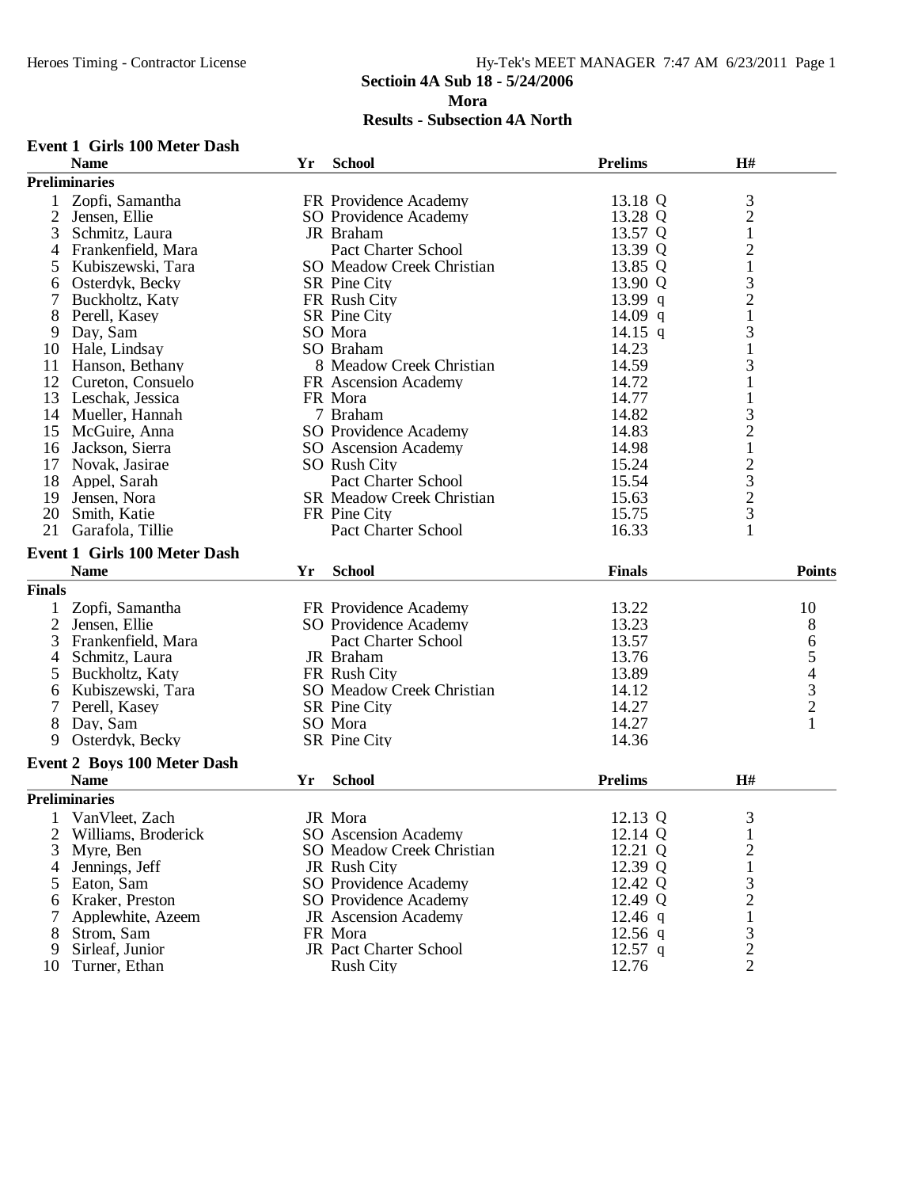Heroes Timing - Contractor License

Hy-Tek's MEET MANAGER 7:47 AM 6/23/2011 Page 1

# Sectioin 4A Sub 18 - 5/24/2006

## Mora

## Results - Subsection 4A North

### Event 1 Girls 100 Meter Dash

**Preliminaries**

| | Name | Yr | School | Prelims | | H# |
|---|---|---|---|---|---|---|
| 1 | Zopfi, Samantha | FR | Providence Academy | 13.18 | Q | 3 |
| 2 | Jensen, Ellie | SO | Providence Academy | 13.28 | Q | 2 |
| 3 | Schmitz, Laura | JR | Braham | 13.57 | Q | 1 |
| 4 | Frankenfield, Mara | | Pact Charter School | 13.39 | Q | 2 |
| 5 | Kubiszewski, Tara | SO | Meadow Creek Christian | 13.85 | Q | 1 |
| 6 | Osterdyk, Becky | SR | Pine City | 13.90 | Q | 3 |
| 7 | Buckholtz, Katy | FR | Rush City | 13.99 | q | 2 |
| 8 | Perell, Kasey | SR | Pine City | 14.09 | q | 1 |
| 9 | Day, Sam | SO | Mora | 14.15 | q | 3 |
| 10 | Hale, Lindsay | SO | Braham | 14.23 | | 1 |
| 11 | Hanson, Bethany | 8 | Meadow Creek Christian | 14.59 | | 3 |
| 12 | Cureton, Consuelo | FR | Ascension Academy | 14.72 | | 1 |
| 13 | Leschak, Jessica | FR | Mora | 14.77 | | 1 |
| 14 | Mueller, Hannah | 7 | Braham | 14.82 | | 3 |
| 15 | McGuire, Anna | SO | Providence Academy | 14.83 | | 2 |
| 16 | Jackson, Sierra | SO | Ascension Academy | 14.98 | | 1 |
| 17 | Novak, Jasirae | SO | Rush City | 15.24 | | 2 |
| 18 | Appel, Sarah | | Pact Charter School | 15.54 | | 3 |
| 19 | Jensen, Nora | SR | Meadow Creek Christian | 15.63 | | 2 |
| 20 | Smith, Katie | FR | Pine City | 15.75 | | 3 |
| 21 | Garafola, Tillie | | Pact Charter School | 16.33 | | 1 |

### Event 1 Girls 100 Meter Dash

**Finals**

| | Name | Yr | School | Finals | Points |
|---|---|---|---|---|---|
| 1 | Zopfi, Samantha | FR | Providence Academy | 13.22 | 10 |
| 2 | Jensen, Ellie | SO | Providence Academy | 13.23 | 8 |
| 3 | Frankenfield, Mara | | Pact Charter School | 13.57 | 6 |
| 4 | Schmitz, Laura | JR | Braham | 13.76 | 5 |
| 5 | Buckholtz, Katy | FR | Rush City | 13.89 | 4 |
| 6 | Kubiszewski, Tara | SO | Meadow Creek Christian | 14.12 | 3 |
| 7 | Perell, Kasey | SR | Pine City | 14.27 | 2 |
| 8 | Day, Sam | SO | Mora | 14.27 | 1 |
| 9 | Osterdyk, Becky | SR | Pine City | 14.36 | |

### Event 2 Boys 100 Meter Dash

**Preliminaries**

| | Name | Yr | School | Prelims | | H# |
|---|---|---|---|---|---|---|
| 1 | VanVleet, Zach | JR | Mora | 12.13 | Q | 3 |
| 2 | Williams, Broderick | SO | Ascension Academy | 12.14 | Q | 1 |
| 3 | Myre, Ben | SO | Meadow Creek Christian | 12.21 | Q | 2 |
| 4 | Jennings, Jeff | JR | Rush City | 12.39 | Q | 1 |
| 5 | Eaton, Sam | SO | Providence Academy | 12.42 | Q | 3 |
| 6 | Kraker, Preston | SO | Providence Academy | 12.49 | Q | 2 |
| 7 | Applewhite, Azeem | JR | Ascension Academy | 12.46 | q | 1 |
| 8 | Strom, Sam | FR | Mora | 12.56 | q | 3 |
| 9 | Sirleaf, Junior | JR | Pact Charter School | 12.57 | q | 2 |
| 10 | Turner, Ethan | | Rush City | 12.76 | | 2 |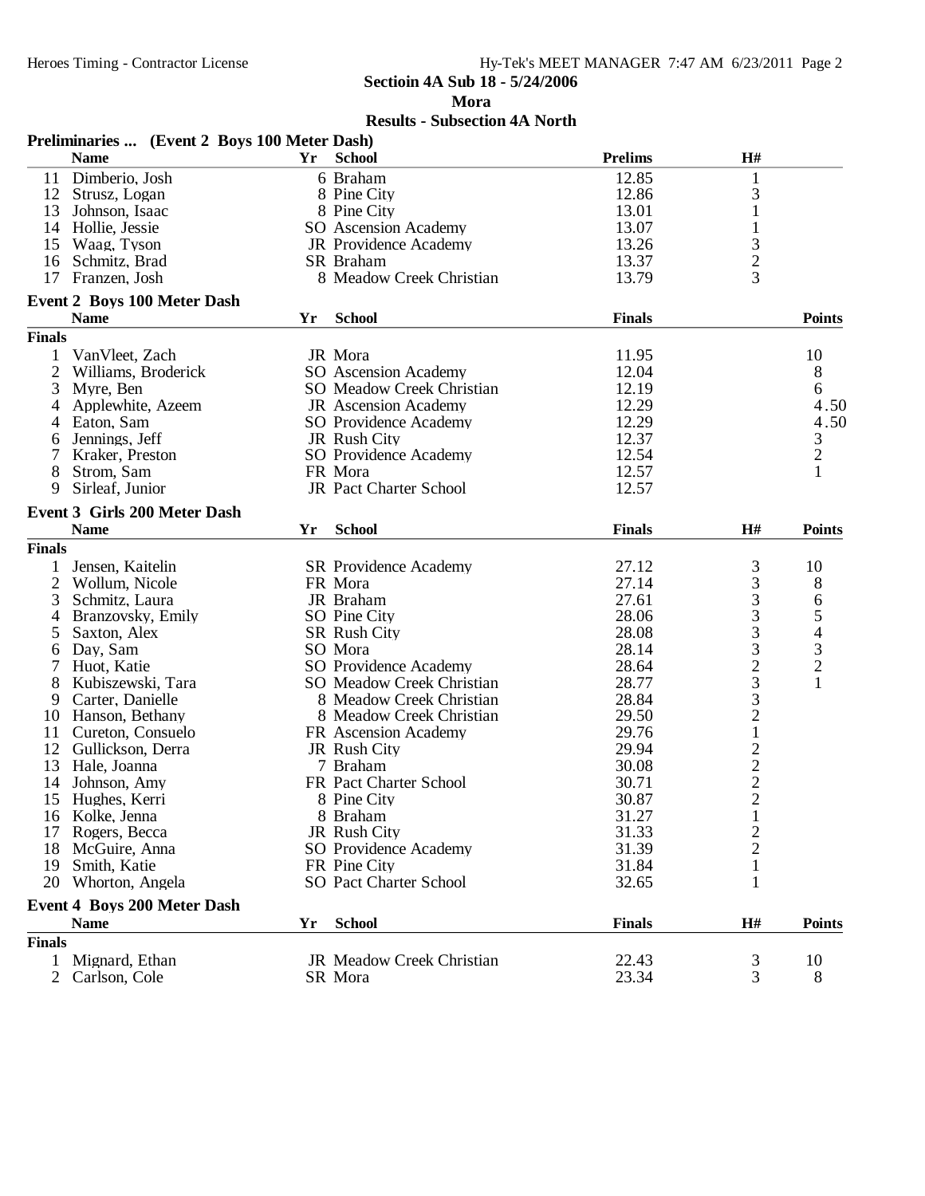**Sectioin 4A Sub 18 - 5/24/2006**

**Mora**

**Results - Subsection 4A North**

### Preliminaries ... (Event 2 Boys 100 Meter Dash)

| | Name | Yr | School | Prelims | H# |
|---|---|---|---|---|---|
| 11 | Dimberio, Josh | 6 | Braham | 12.85 | 1 |
| 12 | Strusz, Logan | 8 | Pine City | 12.86 | 3 |
| 13 | Johnson, Isaac | 8 | Pine City | 13.01 | 1 |
| 14 | Hollie, Jessie | SO | Ascension Academy | 13.07 | 1 |
| 15 | Waag, Tyson | JR | Providence Academy | 13.26 | 3 |
| 16 | Schmitz, Brad | SR | Braham | 13.37 | 2 |
| 17 | Franzen, Josh | 8 | Meadow Creek Christian | 13.79 | 3 |

### Event 2 Boys 100 Meter Dash

| | Name | Yr | School | Finals | Points |
|---|---|---|---|---|---|
| **Finals** | | | | | |
| 1 | VanVleet, Zach | JR | Mora | 11.95 | 10 |
| 2 | Williams, Broderick | SO | Ascension Academy | 12.04 | 8 |
| 3 | Myre, Ben | SO | Meadow Creek Christian | 12.19 | 6 |
| 4 | Applewhite, Azeem | JR | Ascension Academy | 12.29 | 4.50 |
| 4 | Eaton, Sam | SO | Providence Academy | 12.29 | 4.50 |
| 6 | Jennings, Jeff | JR | Rush City | 12.37 | 3 |
| 7 | Kraker, Preston | SO | Providence Academy | 12.54 | 2 |
| 8 | Strom, Sam | FR | Mora | 12.57 | 1 |
| 9 | Sirleaf, Junior | JR | Pact Charter School | 12.57 | |

### Event 3 Girls 200 Meter Dash

| | Name | Yr | School | Finals | H# | Points |
|---|---|---|---|---|---|---|
| **Finals** | | | | | | |
| 1 | Jensen, Kaitelin | SR | Providence Academy | 27.12 | 3 | 10 |
| 2 | Wollum, Nicole | FR | Mora | 27.14 | 3 | 8 |
| 3 | Schmitz, Laura | JR | Braham | 27.61 | 3 | 6 |
| 4 | Branzovsky, Emily | SO | Pine City | 28.06 | 3 | 5 |
| 5 | Saxton, Alex | SR | Rush City | 28.08 | 3 | 4 |
| 6 | Day, Sam | SO | Mora | 28.14 | 3 | 3 |
| 7 | Huot, Katie | SO | Providence Academy | 28.64 | 2 | 2 |
| 8 | Kubiszewski, Tara | SO | Meadow Creek Christian | 28.77 | 3 | 1 |
| 9 | Carter, Danielle | 8 | Meadow Creek Christian | 28.84 | 3 | |
| 10 | Hanson, Bethany | 8 | Meadow Creek Christian | 29.50 | 2 | |
| 11 | Cureton, Consuelo | FR | Ascension Academy | 29.76 | 1 | |
| 12 | Gullickson, Derra | JR | Rush City | 29.94 | 2 | |
| 13 | Hale, Joanna | 7 | Braham | 30.08 | 2 | |
| 14 | Johnson, Amy | FR | Pact Charter School | 30.71 | 2 | |
| 15 | Hughes, Kerri | 8 | Pine City | 30.87 | 2 | |
| 16 | Kolke, Jenna | 8 | Braham | 31.27 | 1 | |
| 17 | Rogers, Becca | JR | Rush City | 31.33 | 2 | |
| 18 | McGuire, Anna | SO | Providence Academy | 31.39 | 2 | |
| 19 | Smith, Katie | FR | Pine City | 31.84 | 1 | |
| 20 | Whorton, Angela | SO | Pact Charter School | 32.65 | 1 | |

### Event 4 Boys 200 Meter Dash

| | Name | Yr | School | Finals | H# | Points |
|---|---|---|---|---|---|---|
| **Finals** | | | | | | |
| 1 | Mignard, Ethan | JR | Meadow Creek Christian | 22.43 | 3 | 10 |
| 2 | Carlson, Cole | SR | Mora | 23.34 | 3 | 8 |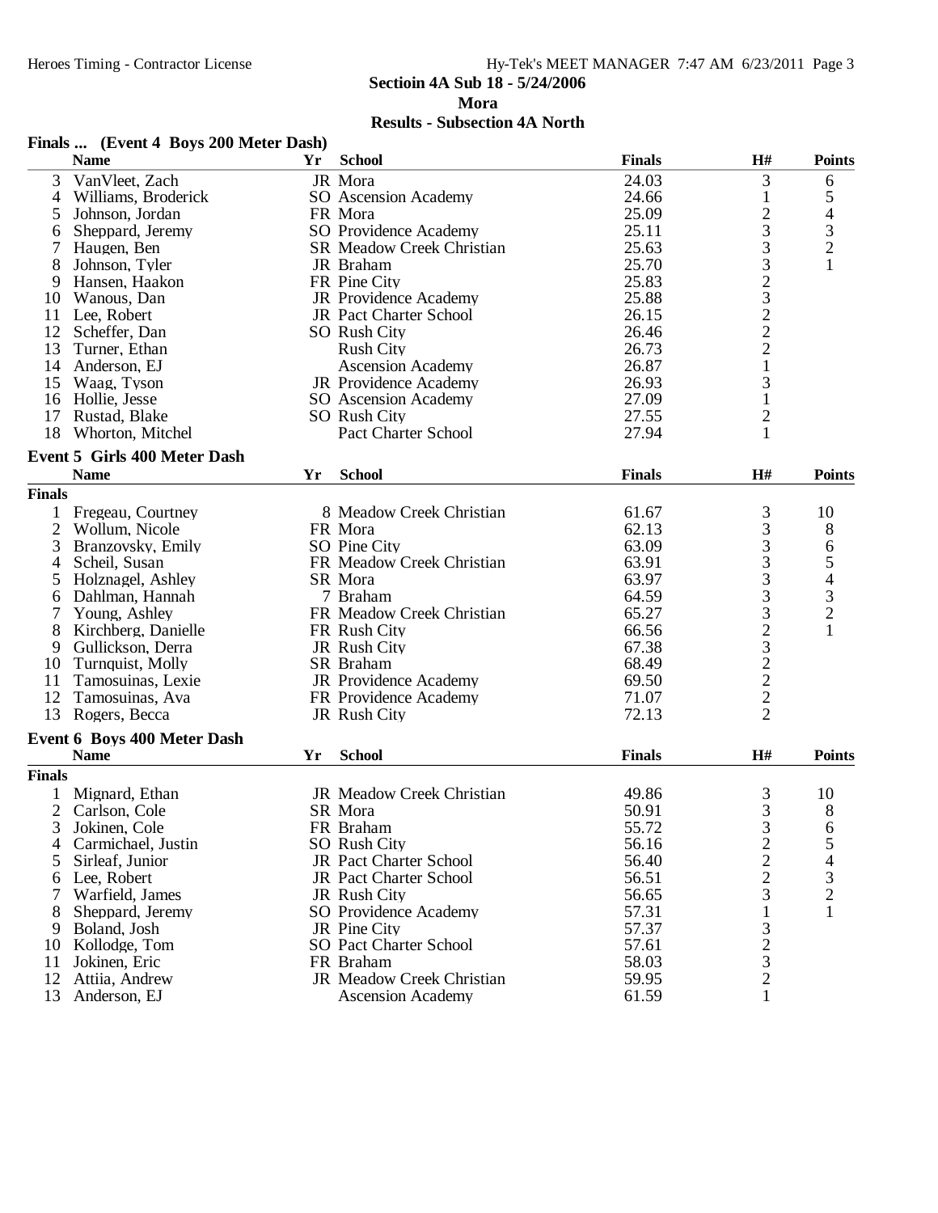**Sectioin 4A Sub 18 - 5/24/2006**

**Mora**

**Results - Subsection 4A North**

### Finals ... (Event 4 Boys 200 Meter Dash)

| | Name | Yr | School | Finals | H# | Points |
|---|---|---|---|---|---|---|
| 3 | VanVleet, Zach | JR | Mora | 24.03 | 3 | 6 |
| 4 | Williams, Broderick | SO | Ascension Academy | 24.66 | 1 | 5 |
| 5 | Johnson, Jordan | FR | Mora | 25.09 | 2 | 4 |
| 6 | Sheppard, Jeremy | SO | Providence Academy | 25.11 | 3 | 3 |
| 7 | Haugen, Ben | SR | Meadow Creek Christian | 25.63 | 3 | 2 |
| 8 | Johnson, Tyler | JR | Braham | 25.70 | 3 | 1 |
| 9 | Hansen, Haakon | FR | Pine City | 25.83 | 2 | |
| 10 | Wanous, Dan | JR | Providence Academy | 25.88 | 3 | |
| 11 | Lee, Robert | JR | Pact Charter School | 26.15 | 2 | |
| 12 | Scheffer, Dan | SO | Rush City | 26.46 | 2 | |
| 13 | Turner, Ethan | | Rush City | 26.73 | 2 | |
| 14 | Anderson, EJ | | Ascension Academy | 26.87 | 1 | |
| 15 | Waag, Tyson | JR | Providence Academy | 26.93 | 3 | |
| 16 | Hollie, Jesse | SO | Ascension Academy | 27.09 | 1 | |
| 17 | Rustad, Blake | SO | Rush City | 27.55 | 2 | |
| 18 | Whorton, Mitchel | | Pact Charter School | 27.94 | 1 | |

### Event 5 Girls 400 Meter Dash

| | Name | Yr | School | Finals | H# | Points |
|---|---|---|---|---|---|---|
| **Finals** | | | | | | |
| 1 | Fregeau, Courtney | 8 | Meadow Creek Christian | 61.67 | 3 | 10 |
| 2 | Wollum, Nicole | FR | Mora | 62.13 | 3 | 8 |
| 3 | Branzovsky, Emily | SO | Pine City | 63.09 | 3 | 6 |
| 4 | Scheil, Susan | FR | Meadow Creek Christian | 63.91 | 3 | 5 |
| 5 | Holznagel, Ashley | SR | Mora | 63.97 | 3 | 4 |
| 6 | Dahlman, Hannah | 7 | Braham | 64.59 | 3 | 3 |
| 7 | Young, Ashley | FR | Meadow Creek Christian | 65.27 | 3 | 2 |
| 8 | Kirchberg, Danielle | FR | Rush City | 66.56 | 2 | 1 |
| 9 | Gullickson, Derra | JR | Rush City | 67.38 | 3 | |
| 10 | Turnquist, Molly | SR | Braham | 68.49 | 2 | |
| 11 | Tamosuinas, Lexie | JR | Providence Academy | 69.50 | 2 | |
| 12 | Tamosuinas, Ava | FR | Providence Academy | 71.07 | 2 | |
| 13 | Rogers, Becca | JR | Rush City | 72.13 | 2 | |

### Event 6 Boys 400 Meter Dash

| | Name | Yr | School | Finals | H# | Points |
|---|---|---|---|---|---|---|
| **Finals** | | | | | | |
| 1 | Mignard, Ethan | JR | Meadow Creek Christian | 49.86 | 3 | 10 |
| 2 | Carlson, Cole | SR | Mora | 50.91 | 3 | 8 |
| 3 | Jokinen, Cole | FR | Braham | 55.72 | 3 | 6 |
| 4 | Carmichael, Justin | SO | Rush City | 56.16 | 2 | 5 |
| 5 | Sirleaf, Junior | JR | Pact Charter School | 56.40 | 2 | 4 |
| 6 | Lee, Robert | JR | Pact Charter School | 56.51 | 2 | 3 |
| 7 | Warfield, James | JR | Rush City | 56.65 | 3 | 2 |
| 8 | Sheppard, Jeremy | SO | Providence Academy | 57.31 | 1 | 1 |
| 9 | Boland, Josh | JR | Pine City | 57.37 | 3 | |
| 10 | Kollodge, Tom | SO | Pact Charter School | 57.61 | 2 | |
| 11 | Jokinen, Eric | FR | Braham | 58.03 | 3 | |
| 12 | Attiia, Andrew | JR | Meadow Creek Christian | 59.95 | 2 | |
| 13 | Anderson, EJ | | Ascension Academy | 61.59 | 1 | |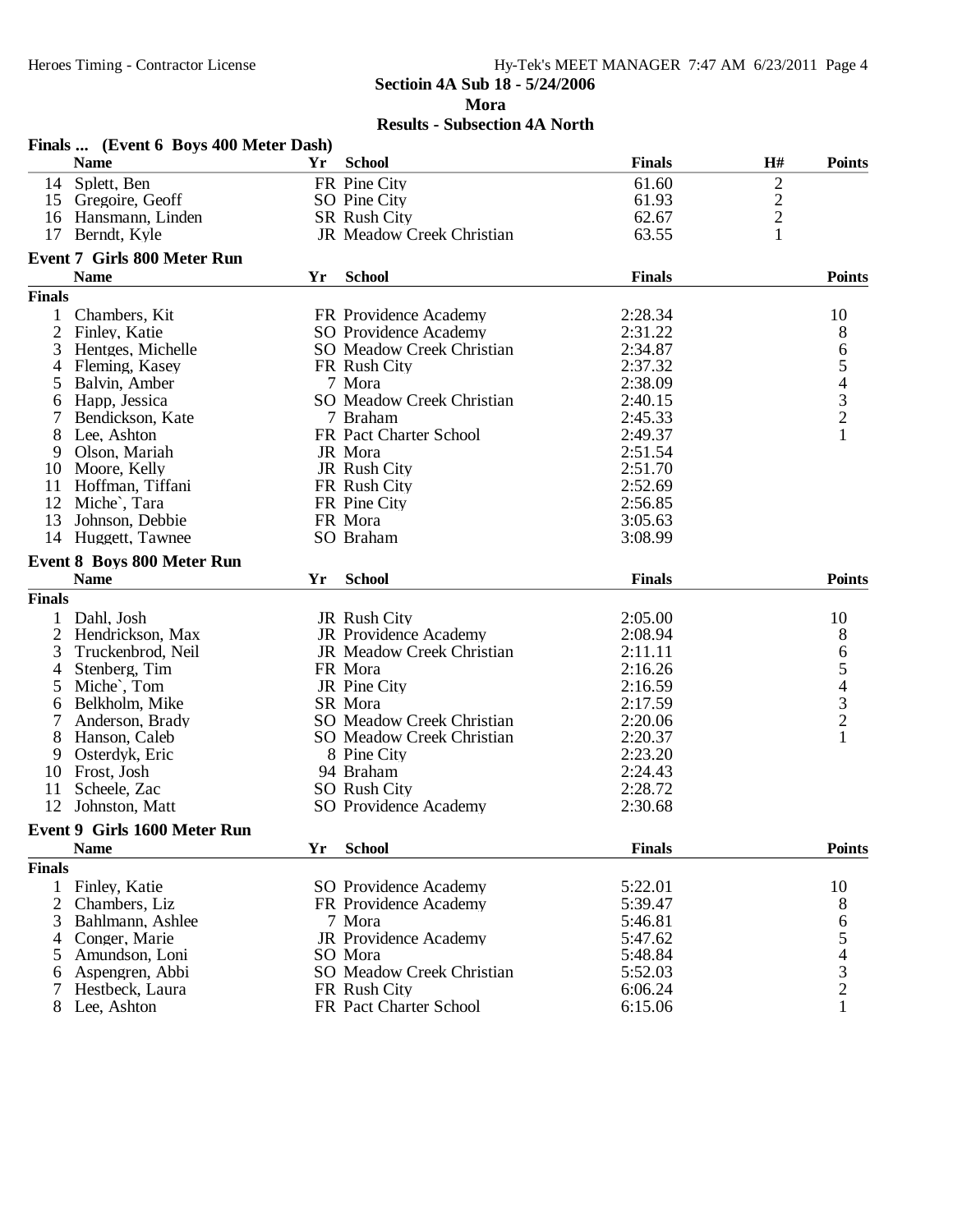Heroes Timing - Contractor License

**Sectioin 4A Sub 18 - 5/24/2006**

**Mora**

**Results - Subsection 4A North**

### Finals ... (Event 6 Boys 400 Meter Dash)

| | Name | Yr | School | Finals | H# | Points |
|---|---|---|---|---|---|---|
| 14 | Splett, Ben | FR | Pine City | 61.60 | 2 | |
| 15 | Gregoire, Geoff | SO | Pine City | 61.93 | 2 | |
| 16 | Hansmann, Linden | SR | Rush City | 62.67 | 2 | |
| 17 | Berndt, Kyle | JR | Meadow Creek Christian | 63.55 | 1 | |

### Event 7 Girls 800 Meter Run

| | Name | Yr | School | Finals | Points |
|---|---|---|---|---|---|
| **Finals** | | | | | |
| 1 | Chambers, Kit | FR | Providence Academy | 2:28.34 | 10 |
| 2 | Finley, Katie | SO | Providence Academy | 2:31.22 | 8 |
| 3 | Hentges, Michelle | SO | Meadow Creek Christian | 2:34.87 | 6 |
| 4 | Fleming, Kasey | FR | Rush City | 2:37.32 | 5 |
| 5 | Balvin, Amber | 7 | Mora | 2:38.09 | 4 |
| 6 | Happ, Jessica | SO | Meadow Creek Christian | 2:40.15 | 3 |
| 7 | Bendickson, Kate | 7 | Braham | 2:45.33 | 2 |
| 8 | Lee, Ashton | FR | Pact Charter School | 2:49.37 | 1 |
| 9 | Olson, Mariah | JR | Mora | 2:51.54 | |
| 10 | Moore, Kelly | JR | Rush City | 2:51.70 | |
| 11 | Hoffman, Tiffani | FR | Rush City | 2:52.69 | |
| 12 | Miche`, Tara | FR | Pine City | 2:56.85 | |
| 13 | Johnson, Debbie | FR | Mora | 3:05.63 | |
| 14 | Huggett, Tawnee | SO | Braham | 3:08.99 | |

### Event 8 Boys 800 Meter Run

| | Name | Yr | School | Finals | Points |
|---|---|---|---|---|---|
| **Finals** | | | | | |
| 1 | Dahl, Josh | JR | Rush City | 2:05.00 | 10 |
| 2 | Hendrickson, Max | JR | Providence Academy | 2:08.94 | 8 |
| 3 | Truckenbrod, Neil | JR | Meadow Creek Christian | 2:11.11 | 6 |
| 4 | Stenberg, Tim | FR | Mora | 2:16.26 | 5 |
| 5 | Miche`, Tom | JR | Pine City | 2:16.59 | 4 |
| 6 | Belkholm, Mike | SR | Mora | 2:17.59 | 3 |
| 7 | Anderson, Brady | SO | Meadow Creek Christian | 2:20.06 | 2 |
| 8 | Hanson, Caleb | SO | Meadow Creek Christian | 2:20.37 | 1 |
| 9 | Osterdyk, Eric | 8 | Pine City | 2:23.20 | |
| 10 | Frost, Josh | 94 | Braham | 2:24.43 | |
| 11 | Scheele, Zac | SO | Rush City | 2:28.72 | |
| 12 | Johnston, Matt | SO | Providence Academy | 2:30.68 | |

### Event 9 Girls 1600 Meter Run

| | Name | Yr | School | Finals | Points |
|---|---|---|---|---|---|
| **Finals** | | | | | |
| 1 | Finley, Katie | SO | Providence Academy | 5:22.01 | 10 |
| 2 | Chambers, Liz | FR | Providence Academy | 5:39.47 | 8 |
| 3 | Bahlmann, Ashlee | 7 | Mora | 5:46.81 | 6 |
| 4 | Conger, Marie | JR | Providence Academy | 5:47.62 | 5 |
| 5 | Amundson, Loni | SO | Mora | 5:48.84 | 4 |
| 6 | Aspengren, Abbi | SO | Meadow Creek Christian | 5:52.03 | 3 |
| 7 | Hestbeck, Laura | FR | Rush City | 6:06.24 | 2 |
| 8 | Lee, Ashton | FR | Pact Charter School | 6:15.06 | 1 |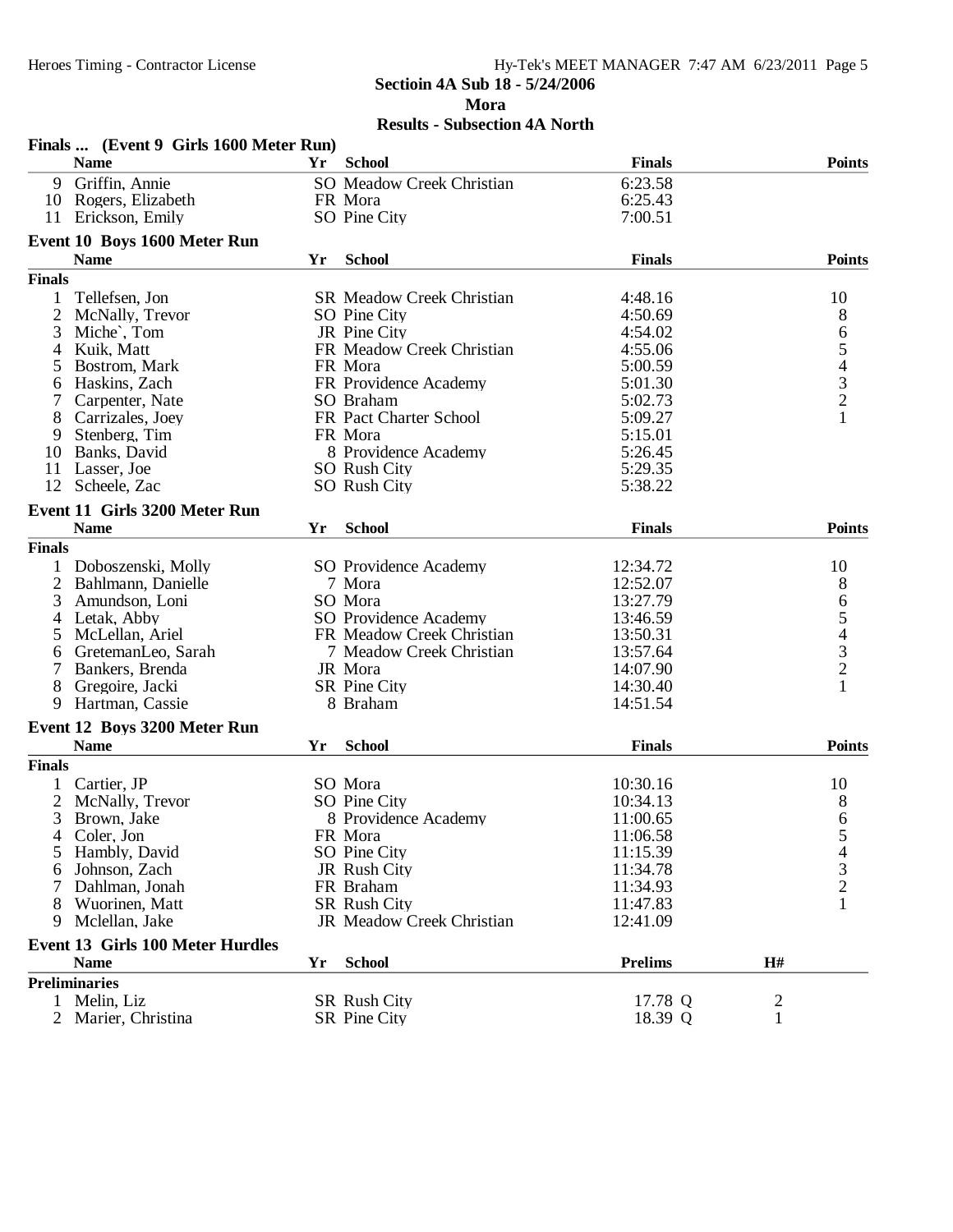**Sectioin 4A Sub 18 - 5/24/2006**

**Mora**

**Results - Subsection 4A North**

### Finals ... (Event 9 Girls 1600 Meter Run)

| | Name | Yr | School | Finals | Points |
|---|---|---|---|---|---|
| 9 | Griffin, Annie | SO | Meadow Creek Christian | 6:23.58 | |
| 10 | Rogers, Elizabeth | FR | Mora | 6:25.43 | |
| 11 | Erickson, Emily | SO | Pine City | 7:00.51 | |

### Event 10 Boys 1600 Meter Run

| | Name | Yr | School | Finals | Points |
|---|---|---|---|---|---|
| **Finals** | | | | | |
| 1 | Tellefsen, Jon | SR | Meadow Creek Christian | 4:48.16 | 10 |
| 2 | McNally, Trevor | SO | Pine City | 4:50.69 | 8 |
| 3 | Miche`, Tom | JR | Pine City | 4:54.02 | 6 |
| 4 | Kuik, Matt | FR | Meadow Creek Christian | 4:55.06 | 5 |
| 5 | Bostrom, Mark | FR | Mora | 5:00.59 | 4 |
| 6 | Haskins, Zach | FR | Providence Academy | 5:01.30 | 3 |
| 7 | Carpenter, Nate | SO | Braham | 5:02.73 | 2 |
| 8 | Carrizales, Joey | FR | Pact Charter School | 5:09.27 | 1 |
| 9 | Stenberg, Tim | FR | Mora | 5:15.01 | |
| 10 | Banks, David | 8 | Providence Academy | 5:26.45 | |
| 11 | Lasser, Joe | SO | Rush City | 5:29.35 | |
| 12 | Scheele, Zac | SO | Rush City | 5:38.22 | |

### Event 11 Girls 3200 Meter Run

| | Name | Yr | School | Finals | Points |
|---|---|---|---|---|---|
| **Finals** | | | | | |
| 1 | Doboszenski, Molly | SO | Providence Academy | 12:34.72 | 10 |
| 2 | Bahlmann, Danielle | 7 | Mora | 12:52.07 | 8 |
| 3 | Amundson, Loni | SO | Mora | 13:27.79 | 6 |
| 4 | Letak, Abby | SO | Providence Academy | 13:46.59 | 5 |
| 5 | McLellan, Ariel | FR | Meadow Creek Christian | 13:50.31 | 4 |
| 6 | GretemanLeo, Sarah | 7 | Meadow Creek Christian | 13:57.64 | 3 |
| 7 | Bankers, Brenda | JR | Mora | 14:07.90 | 2 |
| 8 | Gregoire, Jacki | SR | Pine City | 14:30.40 | 1 |
| 9 | Hartman, Cassie | 8 | Braham | 14:51.54 | |

### Event 12 Boys 3200 Meter Run

| | Name | Yr | School | Finals | Points |
|---|---|---|---|---|---|
| **Finals** | | | | | |
| 1 | Cartier, JP | SO | Mora | 10:30.16 | 10 |
| 2 | McNally, Trevor | SO | Pine City | 10:34.13 | 8 |
| 3 | Brown, Jake | 8 | Providence Academy | 11:00.65 | 6 |
| 4 | Coler, Jon | FR | Mora | 11:06.58 | 5 |
| 5 | Hambly, David | SO | Pine City | 11:15.39 | 4 |
| 6 | Johnson, Zach | JR | Rush City | 11:34.78 | 3 |
| 7 | Dahlman, Jonah | FR | Braham | 11:34.93 | 2 |
| 8 | Wuorinen, Matt | SR | Rush City | 11:47.83 | 1 |
| 9 | Mclellan, Jake | JR | Meadow Creek Christian | 12:41.09 | |

### Event 13 Girls 100 Meter Hurdles

| | Name | Yr | School | Prelims | H# |
|---|---|---|---|---|---|
| **Preliminaries** | | | | | |
| 1 | Melin, Liz | SR | Rush City | 17.78 Q | 2 |
| 2 | Marier, Christina | SR | Pine City | 18.39 Q | 1 |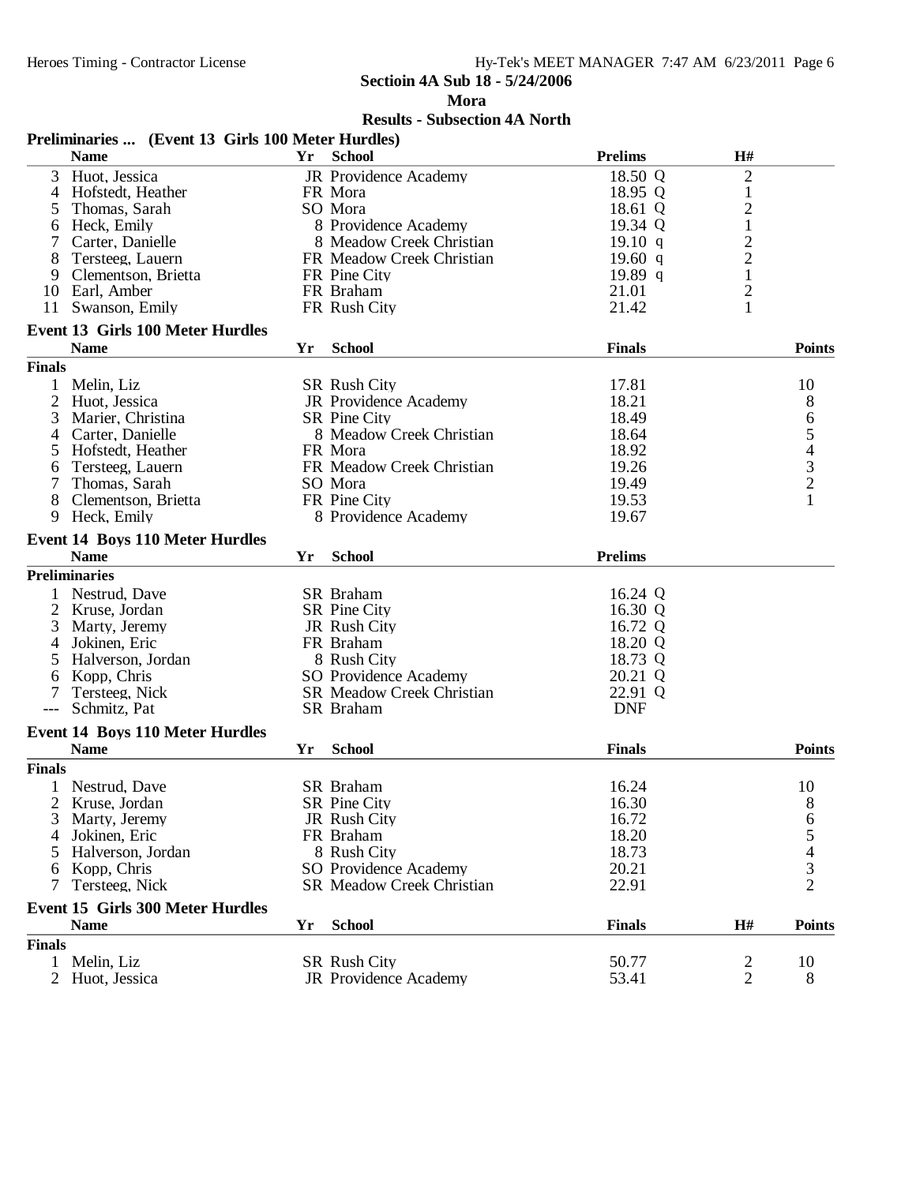**Sectioin 4A Sub 18 - 5/24/2006**

**Mora**

**Results - Subsection 4A North**

## Preliminaries ... (Event 13 Girls 100 Meter Hurdles)

| | Name | Yr | School | Prelims | H# |
|---|---|---|---|---|---|
| 3 | Huot, Jessica | JR | Providence Academy | 18.50 Q | 2 |
| 4 | Hofstedt, Heather | FR | Mora | 18.95 Q | 1 |
| 5 | Thomas, Sarah | SO | Mora | 18.61 Q | 2 |
| 6 | Heck, Emily | 8 | Providence Academy | 19.34 Q | 1 |
| 7 | Carter, Danielle | 8 | Meadow Creek Christian | 19.10 q | 2 |
| 8 | Tersteeg, Lauern | FR | Meadow Creek Christian | 19.60 q | 2 |
| 9 | Clementson, Brietta | FR | Pine City | 19.89 q | 1 |
| 10 | Earl, Amber | FR | Braham | 21.01 | 2 |
| 11 | Swanson, Emily | FR | Rush City | 21.42 | 1 |

## Event 13 Girls 100 Meter Hurdles

| | Name | Yr | School | Finals | Points |
|---|---|---|---|---|---|
| **Finals** | | | | | |
| 1 | Melin, Liz | SR | Rush City | 17.81 | 10 |
| 2 | Huot, Jessica | JR | Providence Academy | 18.21 | 8 |
| 3 | Marier, Christina | SR | Pine City | 18.49 | 6 |
| 4 | Carter, Danielle | 8 | Meadow Creek Christian | 18.64 | 5 |
| 5 | Hofstedt, Heather | FR | Mora | 18.92 | 4 |
| 6 | Tersteeg, Lauern | FR | Meadow Creek Christian | 19.26 | 3 |
| 7 | Thomas, Sarah | SO | Mora | 19.49 | 2 |
| 8 | Clementson, Brietta | FR | Pine City | 19.53 | 1 |
| 9 | Heck, Emily | 8 | Providence Academy | 19.67 | |

## Event 14 Boys 110 Meter Hurdles

| | Name | Yr | School | Prelims |
|---|---|---|---|---|
| **Preliminaries** | | | | |
| 1 | Nestrud, Dave | SR | Braham | 16.24 Q |
| 2 | Kruse, Jordan | SR | Pine City | 16.30 Q |
| 3 | Marty, Jeremy | JR | Rush City | 16.72 Q |
| 4 | Jokinen, Eric | FR | Braham | 18.20 Q |
| 5 | Halverson, Jordan | 8 | Rush City | 18.73 Q |
| 6 | Kopp, Chris | SO | Providence Academy | 20.21 Q |
| 7 | Tersteeg, Nick | SR | Meadow Creek Christian | 22.91 Q |
| --- | Schmitz, Pat | SR | Braham | DNF |

## Event 14 Boys 110 Meter Hurdles

| | Name | Yr | School | Finals | Points |
|---|---|---|---|---|---|
| **Finals** | | | | | |
| 1 | Nestrud, Dave | SR | Braham | 16.24 | 10 |
| 2 | Kruse, Jordan | SR | Pine City | 16.30 | 8 |
| 3 | Marty, Jeremy | JR | Rush City | 16.72 | 6 |
| 4 | Jokinen, Eric | FR | Braham | 18.20 | 5 |
| 5 | Halverson, Jordan | 8 | Rush City | 18.73 | 4 |
| 6 | Kopp, Chris | SO | Providence Academy | 20.21 | 3 |
| 7 | Tersteeg, Nick | SR | Meadow Creek Christian | 22.91 | 2 |

## Event 15 Girls 300 Meter Hurdles

| | Name | Yr | School | Finals | H# | Points |
|---|---|---|---|---|---|---|
| **Finals** | | | | | | |
| 1 | Melin, Liz | SR | Rush City | 50.77 | 2 | 10 |
| 2 | Huot, Jessica | JR | Providence Academy | 53.41 | 2 | 8 |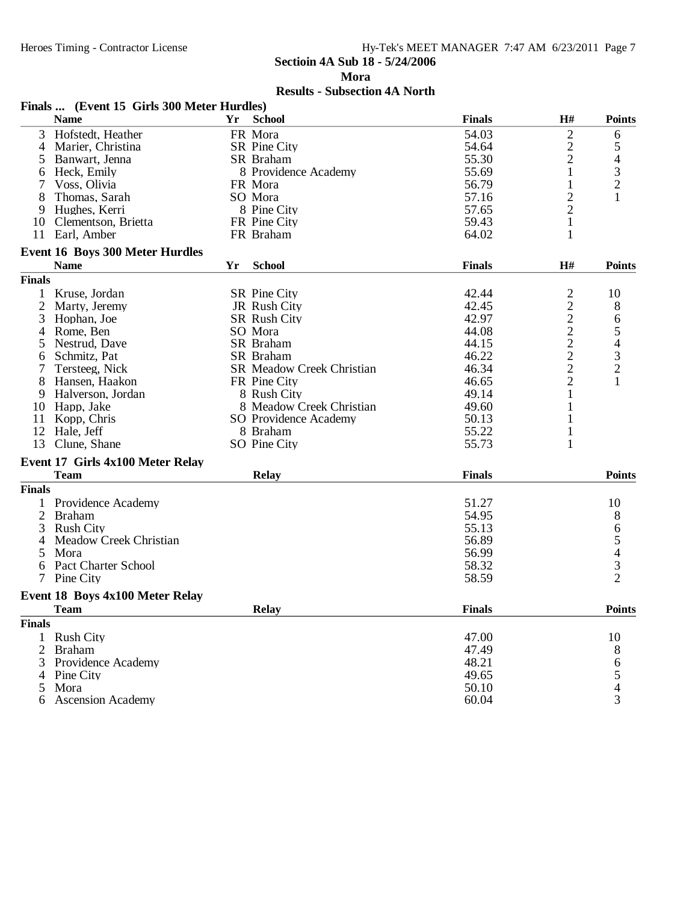## Sectioin 4A Sub 18 - 5/24/2006

## Mora

## Results - Subsection 4A North

### Finals ... (Event 15 Girls 300 Meter Hurdles)

| | Name | Yr | School | Finals | H# | Points |
|---|---|---|---|---|---|---|
| 3 | Hofstedt, Heather | FR | Mora | 54.03 | 2 | 6 |
| 4 | Marier, Christina | SR | Pine City | 54.64 | 2 | 5 |
| 5 | Banwart, Jenna | SR | Braham | 55.30 | 2 | 4 |
| 6 | Heck, Emily | 8 | Providence Academy | 55.69 | 1 | 3 |
| 7 | Voss, Olivia | FR | Mora | 56.79 | 1 | 2 |
| 8 | Thomas, Sarah | SO | Mora | 57.16 | 2 | 1 |
| 9 | Hughes, Kerri | 8 | Pine City | 57.65 | 2 | |
| 10 | Clementson, Brietta | FR | Pine City | 59.43 | 1 | |
| 11 | Earl, Amber | FR | Braham | 64.02 | 1 | |

### Event 16 Boys 300 Meter Hurdles

| | Name | Yr | School | Finals | H# | Points |
|---|---|---|---|---|---|---|
| **Finals** | | | | | | |
| 1 | Kruse, Jordan | SR | Pine City | 42.44 | 2 | 10 |
| 2 | Marty, Jeremy | JR | Rush City | 42.45 | 2 | 8 |
| 3 | Hophan, Joe | SR | Rush City | 42.97 | 2 | 6 |
| 4 | Rome, Ben | SO | Mora | 44.08 | 2 | 5 |
| 5 | Nestrud, Dave | SR | Braham | 44.15 | 2 | 4 |
| 6 | Schmitz, Pat | SR | Braham | 46.22 | 2 | 3 |
| 7 | Tersteeg, Nick | SR | Meadow Creek Christian | 46.34 | 2 | 2 |
| 8 | Hansen, Haakon | FR | Pine City | 46.65 | 2 | 1 |
| 9 | Halverson, Jordan | 8 | Rush City | 49.14 | 1 | |
| 10 | Happ, Jake | 8 | Meadow Creek Christian | 49.60 | 1 | |
| 11 | Kopp, Chris | SO | Providence Academy | 50.13 | 1 | |
| 12 | Hale, Jeff | 8 | Braham | 55.22 | 1 | |
| 13 | Clune, Shane | SO | Pine City | 55.73 | 1 | |

### Event 17 Girls 4x100 Meter Relay

| | Team | Relay | Finals | Points |
|---|---|---|---|---|
| **Finals** | | | | |
| 1 | Providence Academy | | 51.27 | 10 |
| 2 | Braham | | 54.95 | 8 |
| 3 | Rush City | | 55.13 | 6 |
| 4 | Meadow Creek Christian | | 56.89 | 5 |
| 5 | Mora | | 56.99 | 4 |
| 6 | Pact Charter School | | 58.32 | 3 |
| 7 | Pine City | | 58.59 | 2 |

### Event 18 Boys 4x100 Meter Relay

| | Team | Relay | Finals | Points |
|---|---|---|---|---|
| **Finals** | | | | |
| 1 | Rush City | | 47.00 | 10 |
| 2 | Braham | | 47.49 | 8 |
| 3 | Providence Academy | | 48.21 | 6 |
| 4 | Pine City | | 49.65 | 5 |
| 5 | Mora | | 50.10 | 4 |
| 6 | Ascension Academy | | 60.04 | 3 |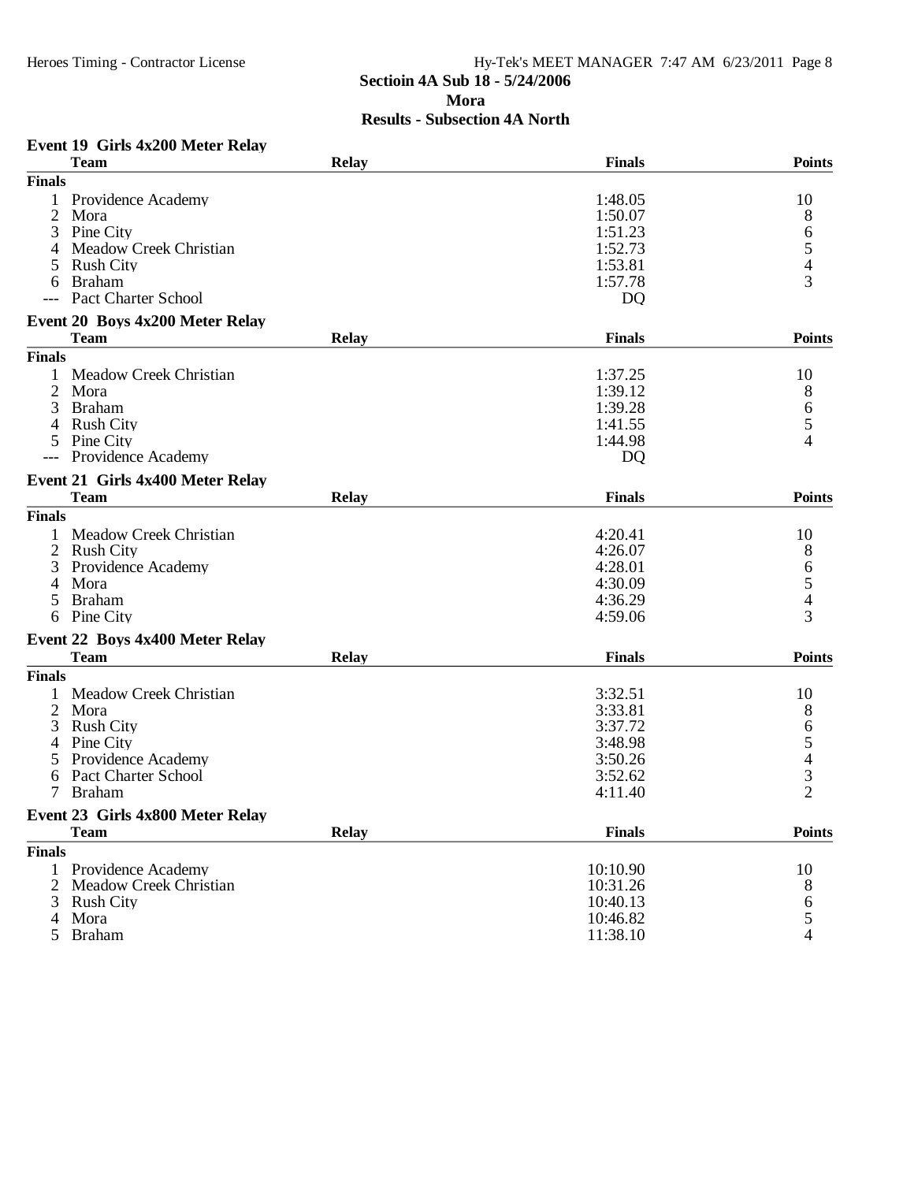**Sectioin 4A Sub 18 - 5/24/2006**

**Mora**

**Results - Subsection 4A North**

### Event 19 Girls 4x200 Meter Relay

| | Team | Relay | Finals | Points |
|---|---|---|---|---|
| **Finals** | | | | |
| 1 | Providence Academy | | 1:48.05 | 10 |
| 2 | Mora | | 1:50.07 | 8 |
| 3 | Pine City | | 1:51.23 | 6 |
| 4 | Meadow Creek Christian | | 1:52.73 | 5 |
| 5 | Rush City | | 1:53.81 | 4 |
| 6 | Braham | | 1:57.78 | 3 |
| --- | Pact Charter School | | DQ | |

### Event 20 Boys 4x200 Meter Relay

| | Team | Relay | Finals | Points |
|---|---|---|---|---|
| **Finals** | | | | |
| 1 | Meadow Creek Christian | | 1:37.25 | 10 |
| 2 | Mora | | 1:39.12 | 8 |
| 3 | Braham | | 1:39.28 | 6 |
| 4 | Rush City | | 1:41.55 | 5 |
| 5 | Pine City | | 1:44.98 | 4 |
| --- | Providence Academy | | DQ | |

### Event 21 Girls 4x400 Meter Relay

| | Team | Relay | Finals | Points |
|---|---|---|---|---|
| **Finals** | | | | |
| 1 | Meadow Creek Christian | | 4:20.41 | 10 |
| 2 | Rush City | | 4:26.07 | 8 |
| 3 | Providence Academy | | 4:28.01 | 6 |
| 4 | Mora | | 4:30.09 | 5 |
| 5 | Braham | | 4:36.29 | 4 |
| 6 | Pine City | | 4:59.06 | 3 |

### Event 22 Boys 4x400 Meter Relay

| | Team | Relay | Finals | Points |
|---|---|---|---|---|
| **Finals** | | | | |
| 1 | Meadow Creek Christian | | 3:32.51 | 10 |
| 2 | Mora | | 3:33.81 | 8 |
| 3 | Rush City | | 3:37.72 | 6 |
| 4 | Pine City | | 3:48.98 | 5 |
| 5 | Providence Academy | | 3:50.26 | 4 |
| 6 | Pact Charter School | | 3:52.62 | 3 |
| 7 | Braham | | 4:11.40 | 2 |

### Event 23 Girls 4x800 Meter Relay

| | Team | Relay | Finals | Points |
|---|---|---|---|---|
| **Finals** | | | | |
| 1 | Providence Academy | | 10:10.90 | 10 |
| 2 | Meadow Creek Christian | | 10:31.26 | 8 |
| 3 | Rush City | | 10:40.13 | 6 |
| 4 | Mora | | 10:46.82 | 5 |
| 5 | Braham | | 11:38.10 | 4 |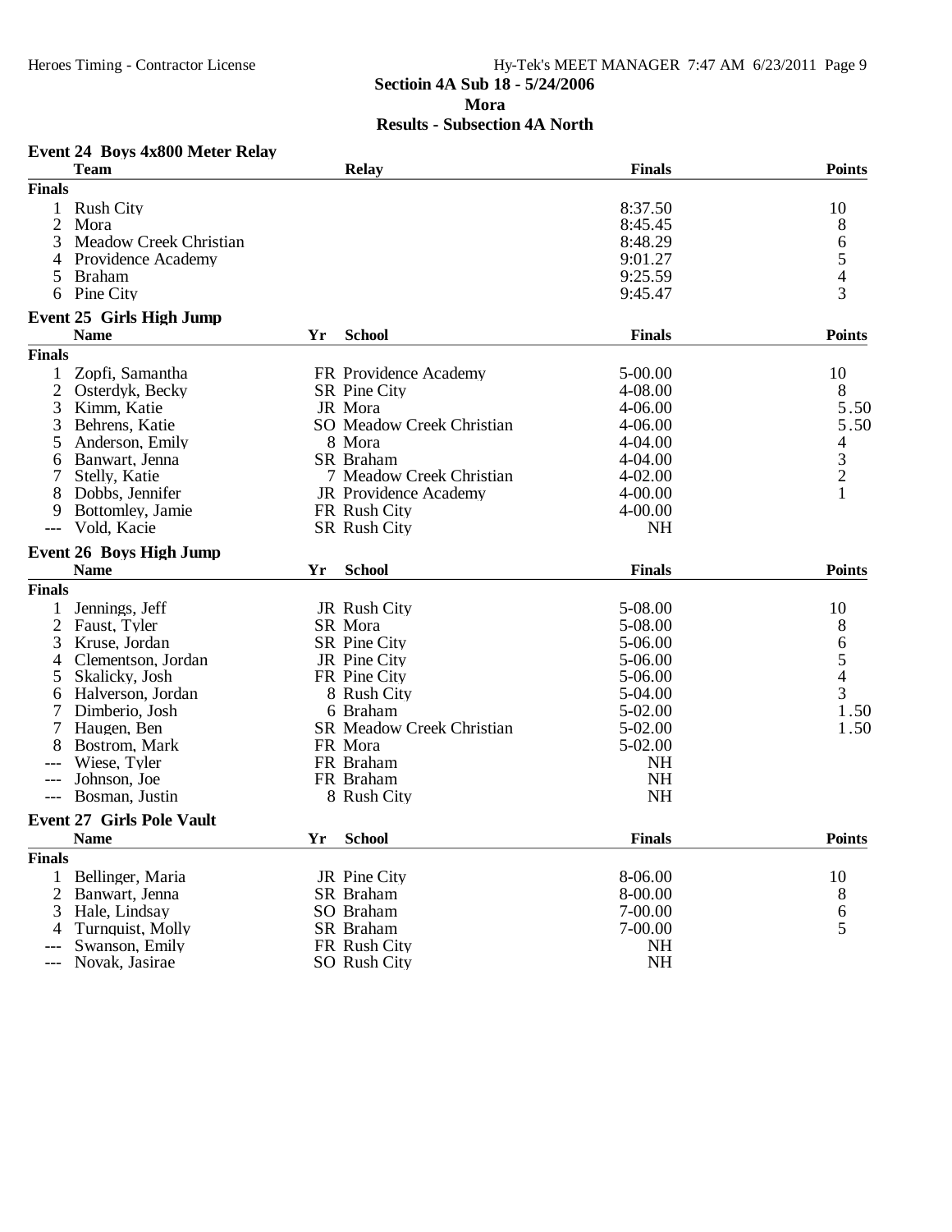## Sectioin 4A Sub 18 - 5/24/2006

**Mora**

**Results - Subsection 4A North**

### Event 24 Boys 4x800 Meter Relay

| | Team | Relay | Finals | Points |
|---|---|---|---|---|
| **Finals** | | | | |
| 1 | Rush City | | 8:37.50 | 10 |
| 2 | Mora | | 8:45.45 | 8 |
| 3 | Meadow Creek Christian | | 8:48.29 | 6 |
| 4 | Providence Academy | | 9:01.27 | 5 |
| 5 | Braham | | 9:25.59 | 4 |
| 6 | Pine City | | 9:45.47 | 3 |

### Event 25 Girls High Jump

| | Name | Yr | School | Finals | Points |
|---|---|---|---|---|---|
| **Finals** | | | | | |
| 1 | Zopfi, Samantha | FR | Providence Academy | 5-00.00 | 10 |
| 2 | Osterdyk, Becky | SR | Pine City | 4-08.00 | 8 |
| 3 | Kimm, Katie | JR | Mora | 4-06.00 | 5.50 |
| 3 | Behrens, Katie | SO | Meadow Creek Christian | 4-06.00 | 5.50 |
| 5 | Anderson, Emily | 8 | Mora | 4-04.00 | 4 |
| 6 | Banwart, Jenna | SR | Braham | 4-04.00 | 3 |
| 7 | Stelly, Katie | 7 | Meadow Creek Christian | 4-02.00 | 2 |
| 8 | Dobbs, Jennifer | JR | Providence Academy | 4-00.00 | 1 |
| 9 | Bottomley, Jamie | FR | Rush City | 4-00.00 | |
| --- | Vold, Kacie | SR | Rush City | NH | |

### Event 26 Boys High Jump

| | Name | Yr | School | Finals | Points |
|---|---|---|---|---|---|
| **Finals** | | | | | |
| 1 | Jennings, Jeff | JR | Rush City | 5-08.00 | 10 |
| 2 | Faust, Tyler | SR | Mora | 5-08.00 | 8 |
| 3 | Kruse, Jordan | SR | Pine City | 5-06.00 | 6 |
| 4 | Clementson, Jordan | JR | Pine City | 5-06.00 | 5 |
| 5 | Skalicky, Josh | FR | Pine City | 5-06.00 | 4 |
| 6 | Halverson, Jordan | 8 | Rush City | 5-04.00 | 3 |
| 7 | Dimberio, Josh | 6 | Braham | 5-02.00 | 1.50 |
| 7 | Haugen, Ben | SR | Meadow Creek Christian | 5-02.00 | 1.50 |
| 8 | Bostrom, Mark | FR | Mora | 5-02.00 | |
| --- | Wiese, Tyler | FR | Braham | NH | |
| --- | Johnson, Joe | FR | Braham | NH | |
| --- | Bosman, Justin | 8 | Rush City | NH | |

### Event 27 Girls Pole Vault

| | Name | Yr | School | Finals | Points |
|---|---|---|---|---|---|
| **Finals** | | | | | |
| 1 | Bellinger, Maria | JR | Pine City | 8-06.00 | 10 |
| 2 | Banwart, Jenna | SR | Braham | 8-00.00 | 8 |
| 3 | Hale, Lindsay | SO | Braham | 7-00.00 | 6 |
| 4 | Turnquist, Molly | SR | Braham | 7-00.00 | 5 |
| --- | Swanson, Emily | FR | Rush City | NH | |
| --- | Novak, Jasirae | SO | Rush City | NH | |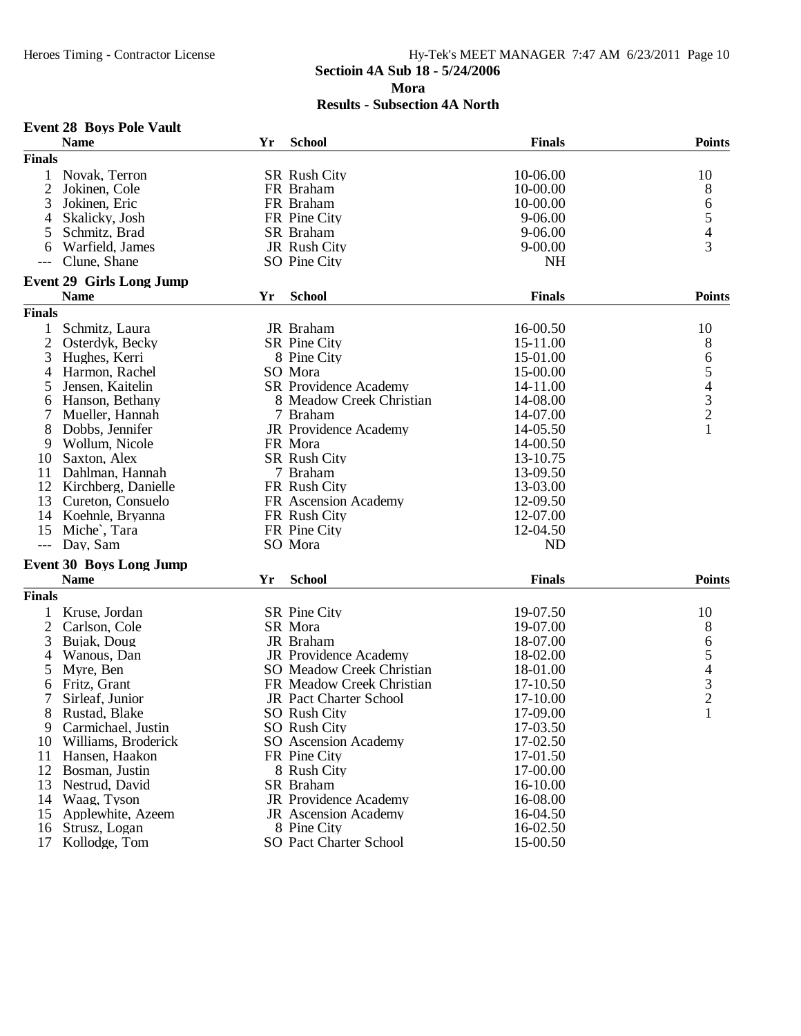**Sectioin 4A Sub 18 - 5/24/2006**
**Mora**
**Results - Subsection 4A North**

### Event 28 Boys Pole Vault

| | Name | Yr | School | Finals | Points |
|---|---|---|---|---|---|
| **Finals** | | | | | |
| 1 | Novak, Terron | SR | Rush City | 10-06.00 | 10 |
| 2 | Jokinen, Cole | FR | Braham | 10-00.00 | 8 |
| 3 | Jokinen, Eric | FR | Braham | 10-00.00 | 6 |
| 4 | Skalicky, Josh | FR | Pine City | 9-06.00 | 5 |
| 5 | Schmitz, Brad | SR | Braham | 9-06.00 | 4 |
| 6 | Warfield, James | JR | Rush City | 9-00.00 | 3 |
| --- | Clune, Shane | SO | Pine City | NH | |

### Event 29 Girls Long Jump

| | Name | Yr | School | Finals | Points |
|---|---|---|---|---|---|
| **Finals** | | | | | |
| 1 | Schmitz, Laura | JR | Braham | 16-00.50 | 10 |
| 2 | Osterdyk, Becky | SR | Pine City | 15-11.00 | 8 |
| 3 | Hughes, Kerri | 8 | Pine City | 15-01.00 | 6 |
| 4 | Harmon, Rachel | SO | Mora | 15-00.00 | 5 |
| 5 | Jensen, Kaitelin | SR | Providence Academy | 14-11.00 | 4 |
| 6 | Hanson, Bethany | 8 | Meadow Creek Christian | 14-08.00 | 3 |
| 7 | Mueller, Hannah | 7 | Braham | 14-07.00 | 2 |
| 8 | Dobbs, Jennifer | JR | Providence Academy | 14-05.50 | 1 |
| 9 | Wollum, Nicole | FR | Mora | 14-00.50 | |
| 10 | Saxton, Alex | SR | Rush City | 13-10.75 | |
| 11 | Dahlman, Hannah | 7 | Braham | 13-09.50 | |
| 12 | Kirchberg, Danielle | FR | Rush City | 13-03.00 | |
| 13 | Cureton, Consuelo | FR | Ascension Academy | 12-09.50 | |
| 14 | Koehnle, Bryanna | FR | Rush City | 12-07.00 | |
| 15 | Miche`, Tara | FR | Pine City | 12-04.50 | |
| --- | Day, Sam | SO | Mora | ND | |

### Event 30 Boys Long Jump

| | Name | Yr | School | Finals | Points |
|---|---|---|---|---|---|
| **Finals** | | | | | |
| 1 | Kruse, Jordan | SR | Pine City | 19-07.50 | 10 |
| 2 | Carlson, Cole | SR | Mora | 19-07.00 | 8 |
| 3 | Bujak, Doug | JR | Braham | 18-07.00 | 6 |
| 4 | Wanous, Dan | JR | Providence Academy | 18-02.00 | 5 |
| 5 | Myre, Ben | SO | Meadow Creek Christian | 18-01.00 | 4 |
| 6 | Fritz, Grant | FR | Meadow Creek Christian | 17-10.50 | 3 |
| 7 | Sirleaf, Junior | JR | Pact Charter School | 17-10.00 | 2 |
| 8 | Rustad, Blake | SO | Rush City | 17-09.00 | 1 |
| 9 | Carmichael, Justin | SO | Rush City | 17-03.50 | |
| 10 | Williams, Broderick | SO | Ascension Academy | 17-02.50 | |
| 11 | Hansen, Haakon | FR | Pine City | 17-01.50 | |
| 12 | Bosman, Justin | 8 | Rush City | 17-00.00 | |
| 13 | Nestrud, David | SR | Braham | 16-10.00 | |
| 14 | Waag, Tyson | JR | Providence Academy | 16-08.00 | |
| 15 | Applewhite, Azeem | JR | Ascension Academy | 16-04.50 | |
| 16 | Strusz, Logan | 8 | Pine City | 16-02.50 | |
| 17 | Kollodge, Tom | SO | Pact Charter School | 15-00.50 | |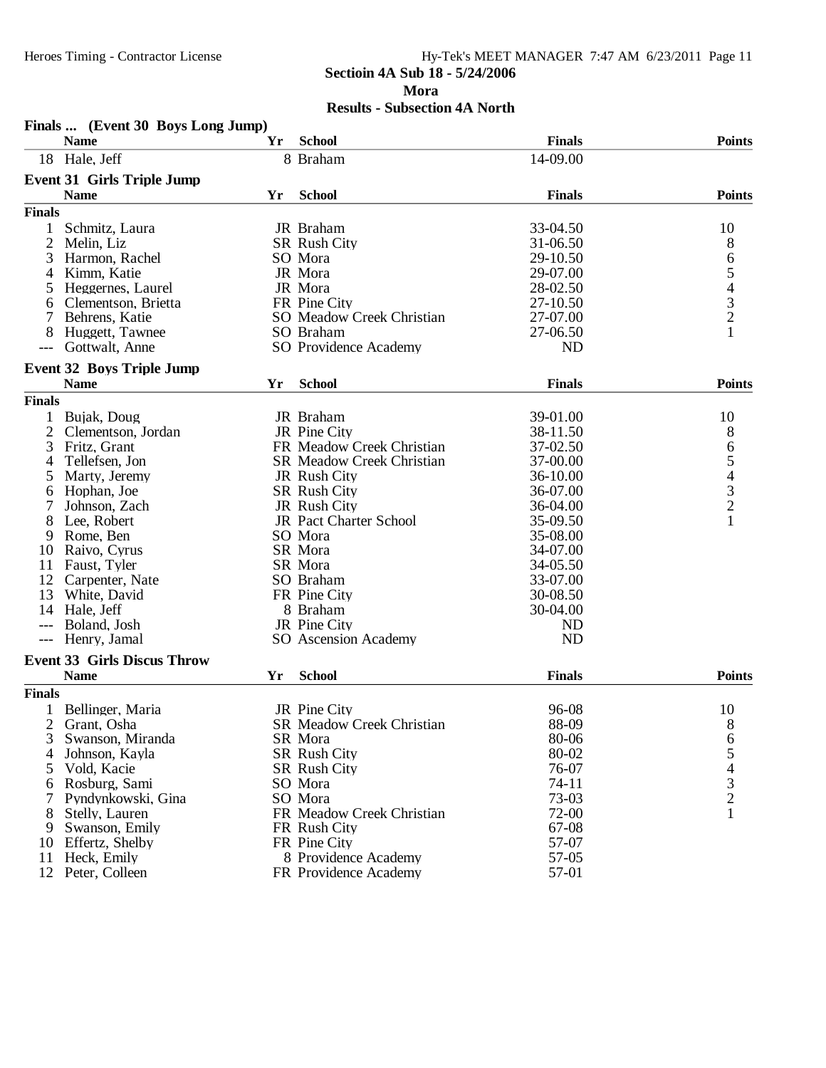**Sectioin 4A Sub 18 - 5/24/2006**

**Mora**

**Results - Subsection 4A North**

### Finals ... (Event 30 Boys Long Jump)

| | Name | Yr | School | Finals | Points |
|---|---|---|---|---|---|
| 18 | Hale, Jeff | 8 | Braham | 14-09.00 | |

### Event 31 Girls Triple Jump

| | Name | Yr | School | Finals | Points |
|---|---|---|---|---|---|
| **Finals** | | | | | |
| 1 | Schmitz, Laura | JR | Braham | 33-04.50 | 10 |
| 2 | Melin, Liz | SR | Rush City | 31-06.50 | 8 |
| 3 | Harmon, Rachel | SO | Mora | 29-10.50 | 6 |
| 4 | Kimm, Katie | JR | Mora | 29-07.00 | 5 |
| 5 | Heggernes, Laurel | JR | Mora | 28-02.50 | 4 |
| 6 | Clementson, Brietta | FR | Pine City | 27-10.50 | 3 |
| 7 | Behrens, Katie | SO | Meadow Creek Christian | 27-07.00 | 2 |
| 8 | Huggett, Tawnee | SO | Braham | 27-06.50 | 1 |
| --- | Gottwalt, Anne | SO | Providence Academy | ND | |

### Event 32 Boys Triple Jump

| | Name | Yr | School | Finals | Points |
|---|---|---|---|---|---|
| **Finals** | | | | | |
| 1 | Bujak, Doug | JR | Braham | 39-01.00 | 10 |
| 2 | Clementson, Jordan | JR | Pine City | 38-11.50 | 8 |
| 3 | Fritz, Grant | FR | Meadow Creek Christian | 37-02.50 | 6 |
| 4 | Tellefsen, Jon | SR | Meadow Creek Christian | 37-00.00 | 5 |
| 5 | Marty, Jeremy | JR | Rush City | 36-10.00 | 4 |
| 6 | Hophan, Joe | SR | Rush City | 36-07.00 | 3 |
| 7 | Johnson, Zach | JR | Rush City | 36-04.00 | 2 |
| 8 | Lee, Robert | JR | Pact Charter School | 35-09.50 | 1 |
| 9 | Rome, Ben | SO | Mora | 35-08.00 | |
| 10 | Raivo, Cyrus | SR | Mora | 34-07.00 | |
| 11 | Faust, Tyler | SR | Mora | 34-05.50 | |
| 12 | Carpenter, Nate | SO | Braham | 33-07.00 | |
| 13 | White, David | FR | Pine City | 30-08.50 | |
| 14 | Hale, Jeff | 8 | Braham | 30-04.00 | |
| --- | Boland, Josh | JR | Pine City | ND | |
| --- | Henry, Jamal | SO | Ascension Academy | ND | |

### Event 33 Girls Discus Throw

| | Name | Yr | School | Finals | Points |
|---|---|---|---|---|---|
| **Finals** | | | | | |
| 1 | Bellinger, Maria | JR | Pine City | 96-08 | 10 |
| 2 | Grant, Osha | SR | Meadow Creek Christian | 88-09 | 8 |
| 3 | Swanson, Miranda | SR | Mora | 80-06 | 6 |
| 4 | Johnson, Kayla | SR | Rush City | 80-02 | 5 |
| 5 | Vold, Kacie | SR | Rush City | 76-07 | 4 |
| 6 | Rosburg, Sami | SO | Mora | 74-11 | 3 |
| 7 | Pyndynkowski, Gina | SO | Mora | 73-03 | 2 |
| 8 | Stelly, Lauren | FR | Meadow Creek Christian | 72-00 | 1 |
| 9 | Swanson, Emily | FR | Rush City | 67-08 | |
| 10 | Effertz, Shelby | FR | Pine City | 57-07 | |
| 11 | Heck, Emily | 8 | Providence Academy | 57-05 | |
| 12 | Peter, Colleen | FR | Providence Academy | 57-01 | |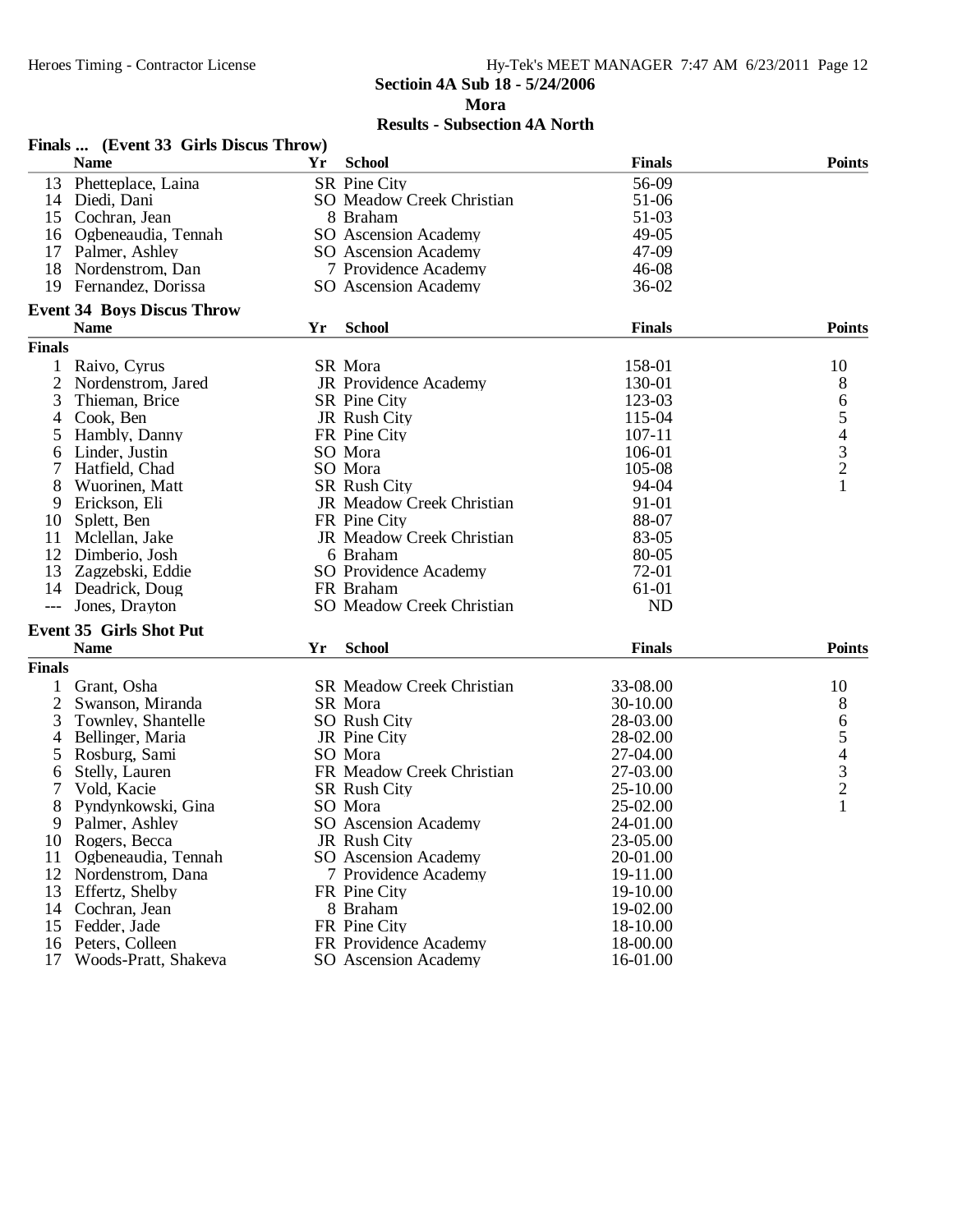**Sectioin 4A Sub 18 - 5/24/2006**

**Mora**

**Results - Subsection 4A North**

### Finals ... (Event 33 Girls Discus Throw)

| | Name | Yr | School | Finals | Points |
|---|---|---|---|---|---|
| 13 | Phetteplace, Laina | SR | Pine City | 56-09 | |
| 14 | Diedi, Dani | SO | Meadow Creek Christian | 51-06 | |
| 15 | Cochran, Jean | 8 | Braham | 51-03 | |
| 16 | Ogbeneaudia, Tennah | SO | Ascension Academy | 49-05 | |
| 17 | Palmer, Ashley | SO | Ascension Academy | 47-09 | |
| 18 | Nordenstrom, Dan | 7 | Providence Academy | 46-08 | |
| 19 | Fernandez, Dorissa | SO | Ascension Academy | 36-02 | |

### Event 34 Boys Discus Throw

| | Name | Yr | School | Finals | Points |
|---|---|---|---|---|---|
| **Finals** | | | | | |
| 1 | Raivo, Cyrus | SR | Mora | 158-01 | 10 |
| 2 | Nordenstrom, Jared | JR | Providence Academy | 130-01 | 8 |
| 3 | Thieman, Brice | SR | Pine City | 123-03 | 6 |
| 4 | Cook, Ben | JR | Rush City | 115-04 | 5 |
| 5 | Hambly, Danny | FR | Pine City | 107-11 | 4 |
| 6 | Linder, Justin | SO | Mora | 106-01 | 3 |
| 7 | Hatfield, Chad | SO | Mora | 105-08 | 2 |
| 8 | Wuorinen, Matt | SR | Rush City | 94-04 | 1 |
| 9 | Erickson, Eli | JR | Meadow Creek Christian | 91-01 | |
| 10 | Splett, Ben | FR | Pine City | 88-07 | |
| 11 | Mclellan, Jake | JR | Meadow Creek Christian | 83-05 | |
| 12 | Dimberio, Josh | 6 | Braham | 80-05 | |
| 13 | Zagzebski, Eddie | SO | Providence Academy | 72-01 | |
| 14 | Deadrick, Doug | FR | Braham | 61-01 | |
| --- | Jones, Drayton | SO | Meadow Creek Christian | ND | |

### Event 35 Girls Shot Put

| | Name | Yr | School | Finals | Points |
|---|---|---|---|---|---|
| **Finals** | | | | | |
| 1 | Grant, Osha | SR | Meadow Creek Christian | 33-08.00 | 10 |
| 2 | Swanson, Miranda | SR | Mora | 30-10.00 | 8 |
| 3 | Townley, Shantelle | SO | Rush City | 28-03.00 | 6 |
| 4 | Bellinger, Maria | JR | Pine City | 28-02.00 | 5 |
| 5 | Rosburg, Sami | SO | Mora | 27-04.00 | 4 |
| 6 | Stelly, Lauren | FR | Meadow Creek Christian | 27-03.00 | 3 |
| 7 | Vold, Kacie | SR | Rush City | 25-10.00 | 2 |
| 8 | Pyndynkowski, Gina | SO | Mora | 25-02.00 | 1 |
| 9 | Palmer, Ashley | SO | Ascension Academy | 24-01.00 | |
| 10 | Rogers, Becca | JR | Rush City | 23-05.00 | |
| 11 | Ogbeneaudia, Tennah | SO | Ascension Academy | 20-01.00 | |
| 12 | Nordenstrom, Dana | 7 | Providence Academy | 19-11.00 | |
| 13 | Effertz, Shelby | FR | Pine City | 19-10.00 | |
| 14 | Cochran, Jean | 8 | Braham | 19-02.00 | |
| 15 | Fedder, Jade | FR | Pine City | 18-10.00 | |
| 16 | Peters, Colleen | FR | Providence Academy | 18-00.00 | |
| 17 | Woods-Pratt, Shakeva | SO | Ascension Academy | 16-01.00 | |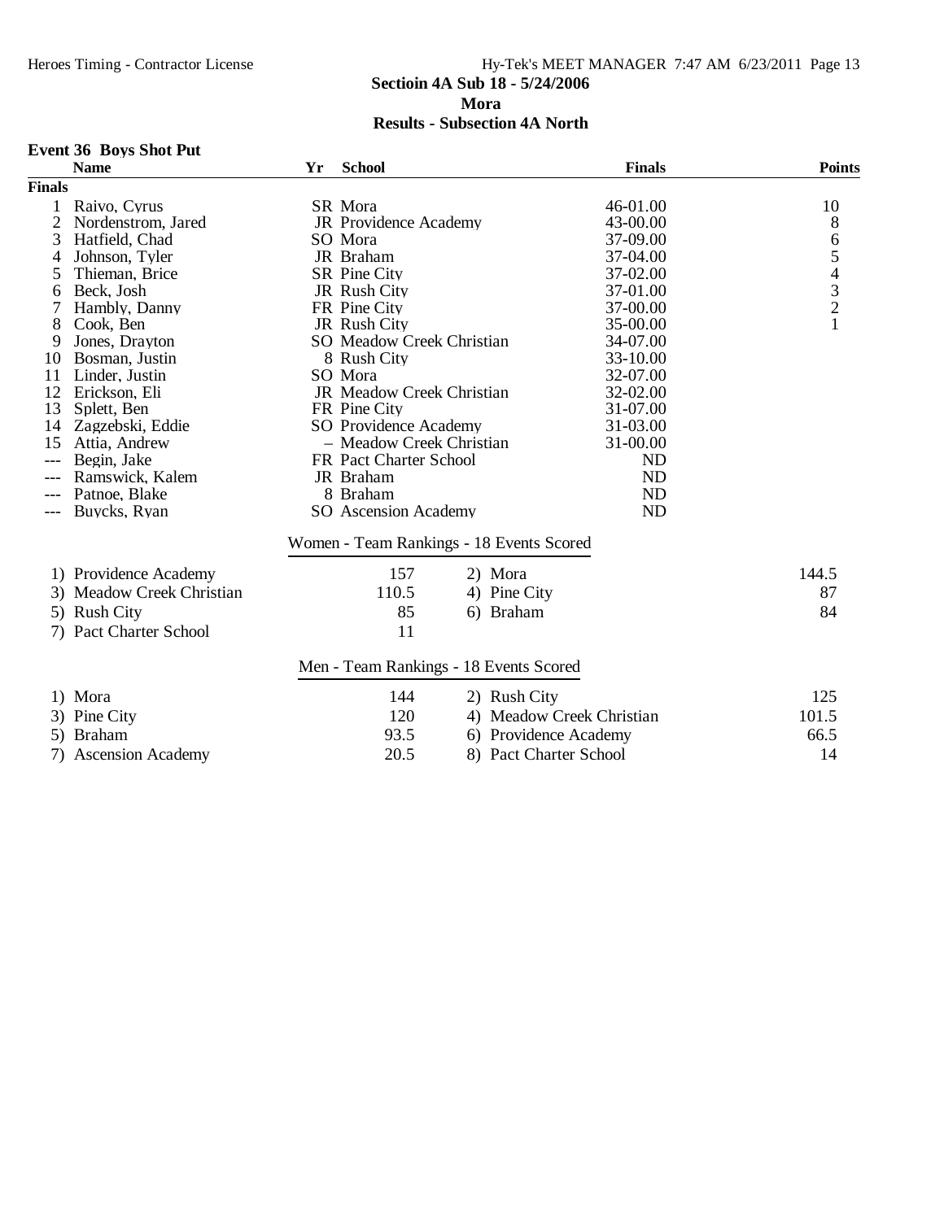**Sectioin 4A Sub 18 - 5/24/2006**

**Mora**

**Results - Subsection 4A North**

### Event 36 Boys Shot Put

| | Name | Yr | School | Finals | Points |
|---|---|---|---|---|---|
| **Finals** | | | | | |
| 1 | Raivo, Cyrus | SR | Mora | 46-01.00 | 10 |
| 2 | Nordenstrom, Jared | JR | Providence Academy | 43-00.00 | 8 |
| 3 | Hatfield, Chad | SO | Mora | 37-09.00 | 6 |
| 4 | Johnson, Tyler | JR | Braham | 37-04.00 | 5 |
| 5 | Thieman, Brice | SR | Pine City | 37-02.00 | 4 |
| 6 | Beck, Josh | JR | Rush City | 37-01.00 | 3 |
| 7 | Hambly, Danny | FR | Pine City | 37-00.00 | 2 |
| 8 | Cook, Ben | JR | Rush City | 35-00.00 | 1 |
| 9 | Jones, Drayton | SO | Meadow Creek Christian | 34-07.00 | |
| 10 | Bosman, Justin | 8 | Rush City | 33-10.00 | |
| 11 | Linder, Justin | SO | Mora | 32-07.00 | |
| 12 | Erickson, Eli | JR | Meadow Creek Christian | 32-02.00 | |
| 13 | Splett, Ben | FR | Pine City | 31-07.00 | |
| 14 | Zagzebski, Eddie | SO | Providence Academy | 31-03.00 | |
| 15 | Attia, Andrew | – | Meadow Creek Christian | 31-00.00 | |
| --- | Begin, Jake | FR | Pact Charter School | ND | |
| --- | Ramswick, Kalem | JR | Braham | ND | |
| --- | Patnoe, Blake | 8 | Braham | ND | |
| --- | Buycks, Ryan | SO | Ascension Academy | ND | |

#### Women - Team Rankings - 18 Events Scored

| | | | |
|---|---|---|---|
| 1) Providence Academy | 157 | 2) Mora | 144.5 |
| 3) Meadow Creek Christian | 110.5 | 4) Pine City | 87 |
| 5) Rush City | 85 | 6) Braham | 84 |
| 7) Pact Charter School | 11 | | |

#### Men - Team Rankings - 18 Events Scored

| | | | |
|---|---|---|---|
| 1) Mora | 144 | 2) Rush City | 125 |
| 3) Pine City | 120 | 4) Meadow Creek Christian | 101.5 |
| 5) Braham | 93.5 | 6) Providence Academy | 66.5 |
| 7) Ascension Academy | 20.5 | 8) Pact Charter School | 14 |